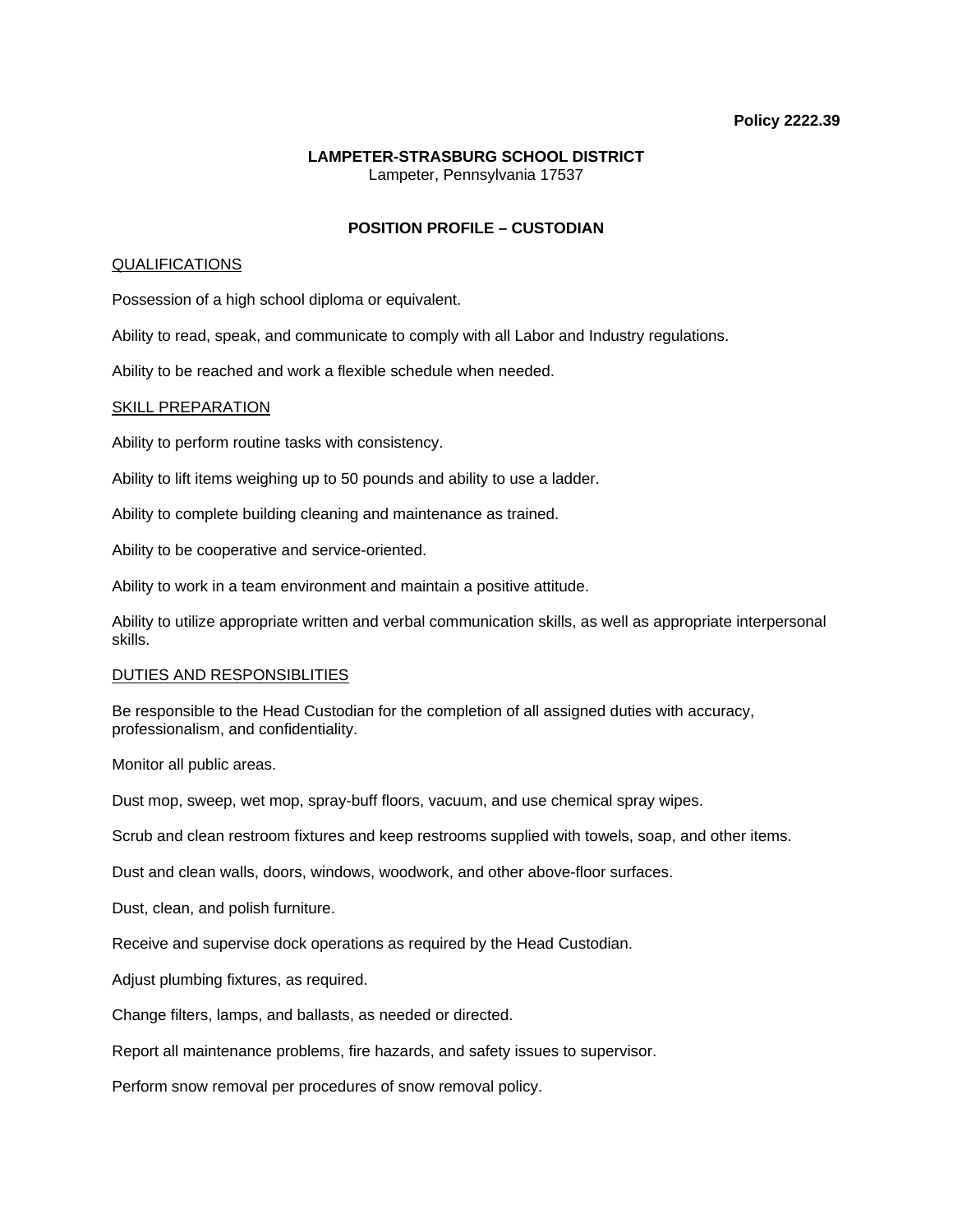**Policy 2222.39**

**LAMPETER-STRASBURG SCHOOL DISTRICT**
Lampeter, Pennsylvania 17537

# POSITION PROFILE – CUSTODIAN

## QUALIFICATIONS

Possession of a high school diploma or equivalent.

Ability to read, speak, and communicate to comply with all Labor and Industry regulations.

Ability to be reached and work a flexible schedule when needed.

## SKILL PREPARATION

Ability to perform routine tasks with consistency.

Ability to lift items weighing up to 50 pounds and ability to use a ladder.

Ability to complete building cleaning and maintenance as trained.

Ability to be cooperative and service-oriented.

Ability to work in a team environment and maintain a positive attitude.

Ability to utilize appropriate written and verbal communication skills, as well as appropriate interpersonal skills.

## DUTIES AND RESPONSIBLITIES

Be responsible to the Head Custodian for the completion of all assigned duties with accuracy, professionalism, and confidentiality.

Monitor all public areas.

Dust mop, sweep, wet mop, spray-buff floors, vacuum, and use chemical spray wipes.

Scrub and clean restroom fixtures and keep restrooms supplied with towels, soap, and other items.

Dust and clean walls, doors, windows, woodwork, and other above-floor surfaces.

Dust, clean, and polish furniture.

Receive and supervise dock operations as required by the Head Custodian.

Adjust plumbing fixtures, as required.

Change filters, lamps, and ballasts, as needed or directed.

Report all maintenance problems, fire hazards, and safety issues to supervisor.

Perform snow removal per procedures of snow removal policy.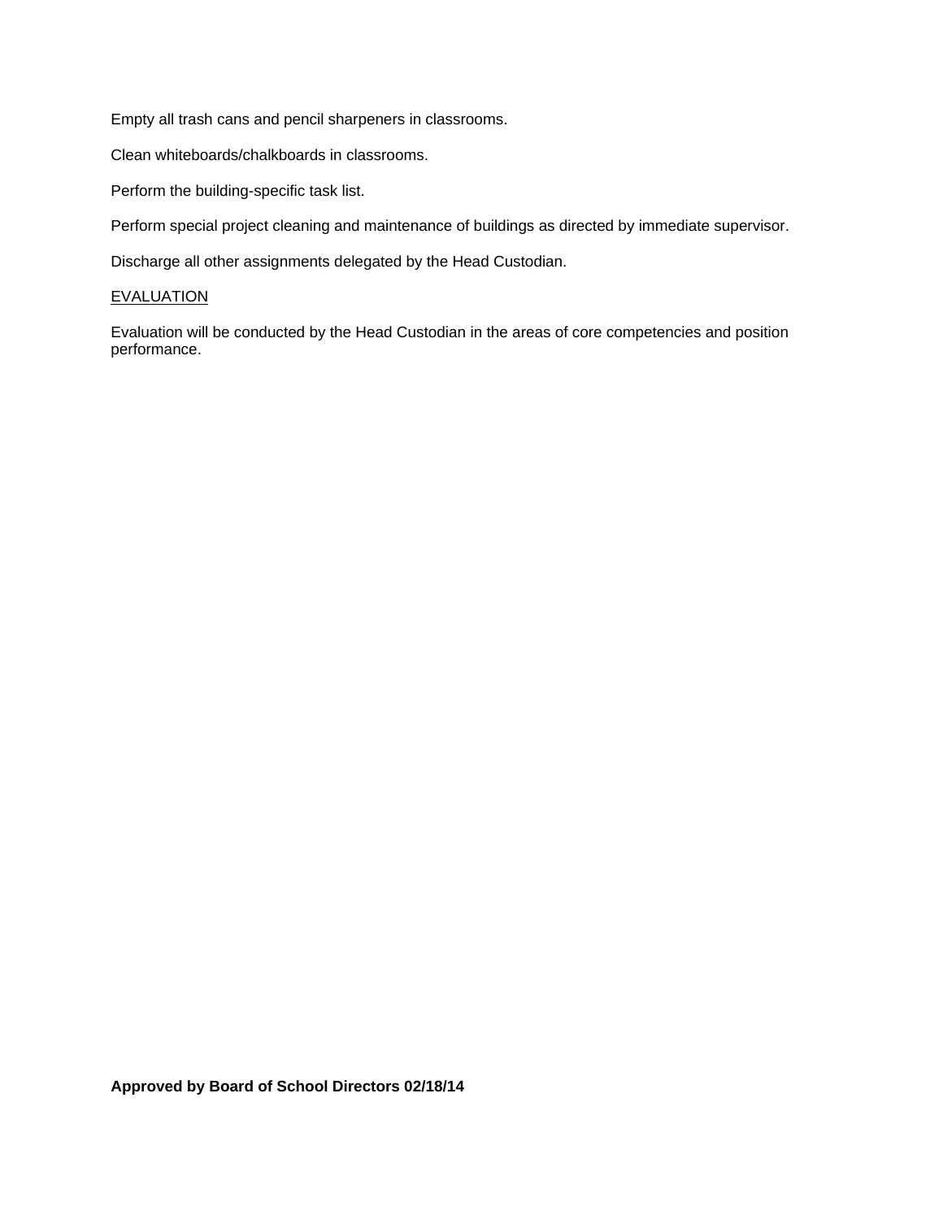Empty all trash cans and pencil sharpeners in classrooms.

Clean whiteboards/chalkboards in classrooms.

Perform the building-specific task list.

Perform special project cleaning and maintenance of buildings as directed by immediate supervisor.

Discharge all other assignments delegated by the Head Custodian.

<u>EVALUATION</u>

Evaluation will be conducted by the Head Custodian in the areas of core competencies and position performance.

**Approved by Board of School Directors 02/18/14**